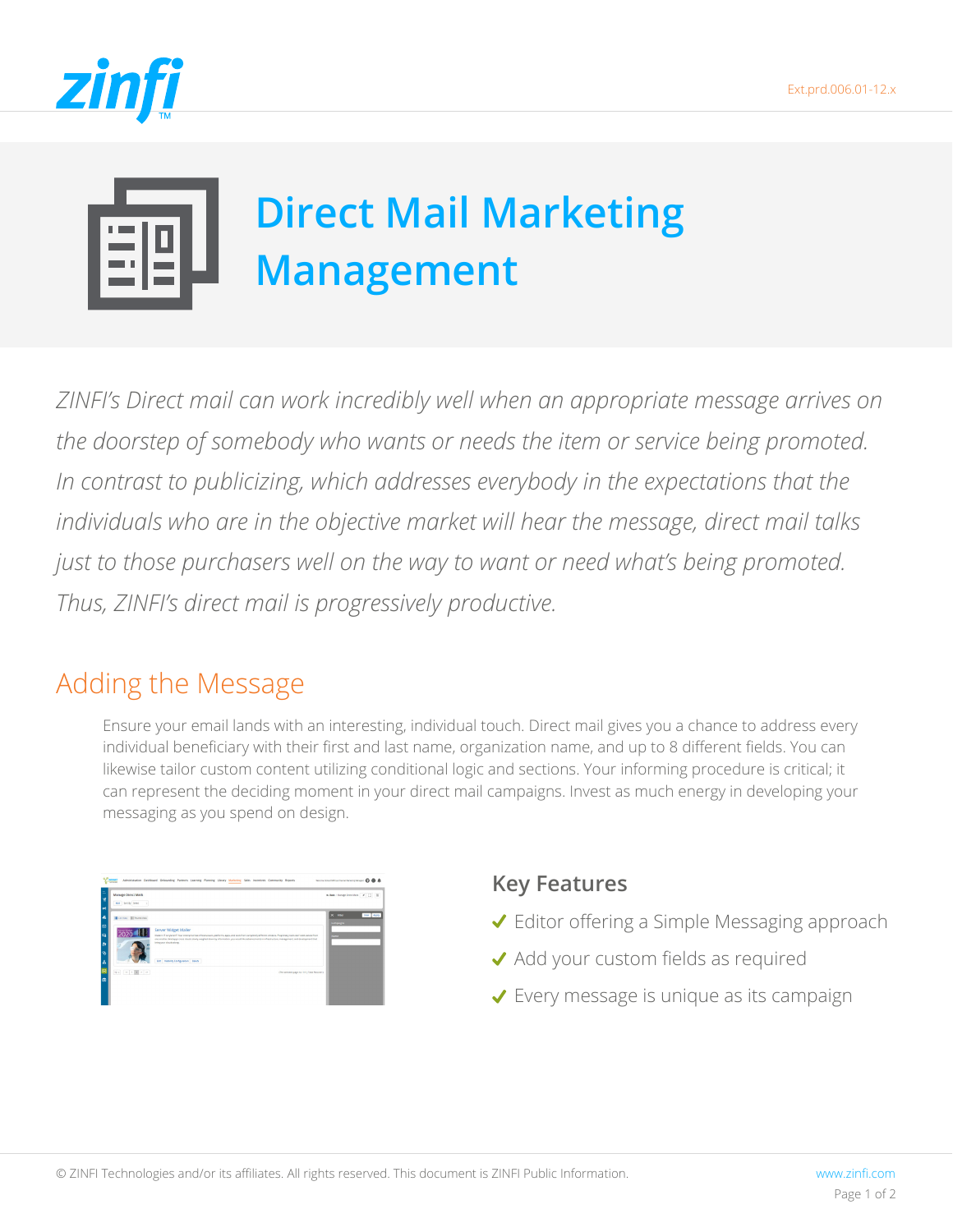Ext.prd.006.01-12.x

# Direct Mail Marketing Management

*ZINFI's Direct mail can work incredibly well when an appropriate message arrives on the doorstep of somebody who wants or needs the item or service being promoted. In contrast to publicizing, which addresses everybody in the expectations that the individuals who are in the objective market will hear the message, direct mail talks just to those purchasers well on the way to want or need what's being promoted. Thus, ZINFI's direct mail is progressively productive.*

## Adding the Message

Ensure your email lands with an interesting, individual touch. Direct mail gives you a chance to address every individual beneficiary with their first and last name, organization name, and up to 8 different fields. You can likewise tailor custom content utilizing conditional logic and sections. Your informing procedure is critical; it can represent the deciding moment in your direct mail campaigns. Invest as much energy in developing your messaging as you spend on design.

### Key Features

- ✔ Editor offering a Simple Messaging approach
- ✔ Add your custom fields as required
- ✔ Every message is unique as its campaign

© ZINFI Technologies and/or its affiliates. All rights reserved. This document is ZINFI Public Information.

www.zinfi.com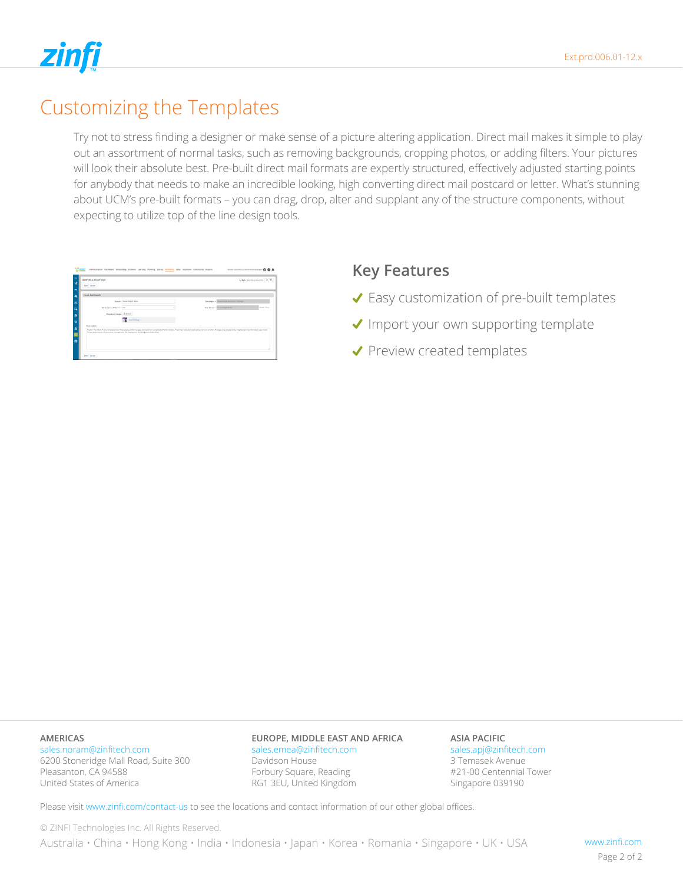# Customizing the Templates

Try not to stress finding a designer or make sense of a picture altering application. Direct mail makes it simple to play out an assortment of normal tasks, such as removing backgrounds, cropping photos, or adding filters. Your pictures will look their absolute best. Pre-built direct mail formats are expertly structured, effectively adjusted starting points for anybody that needs to make an incredible looking, high converting direct mail postcard or letter. What's stunning about UCM's pre-built formats – you can drag, drop, alter and supplant any of the structure components, without expecting to utilize top of the line design tools.

## Key Features

- ✔ Easy customization of pre-built templates
- ✔ Import your own supporting template
- ✔ Preview created templates

**AMERICAS**
sales.noram@zinfitech.com
6200 Stoneridge Mall Road, Suite 300
Pleasanton, CA 94588
United States of America

**EUROPE, MIDDLE EAST AND AFRICA**
sales.emea@zinfitech.com
Davidson House
Forbury Square, Reading
RG1 3EU, United Kingdom

**ASIA PACIFIC**
sales.apj@zinfitech.com
3 Temasek Avenue
#21-00 Centennial Tower
Singapore 039190

Please visit www.zinfi.com/contact-us to see the locations and contact information of our other global offices.

© ZINFI Technologies Inc. All Rights Reserved.

Australia • China • Hong Kong • India • Indonesia • Japan • Korea • Romania • Singapore • UK • USA

www.zinfi.com